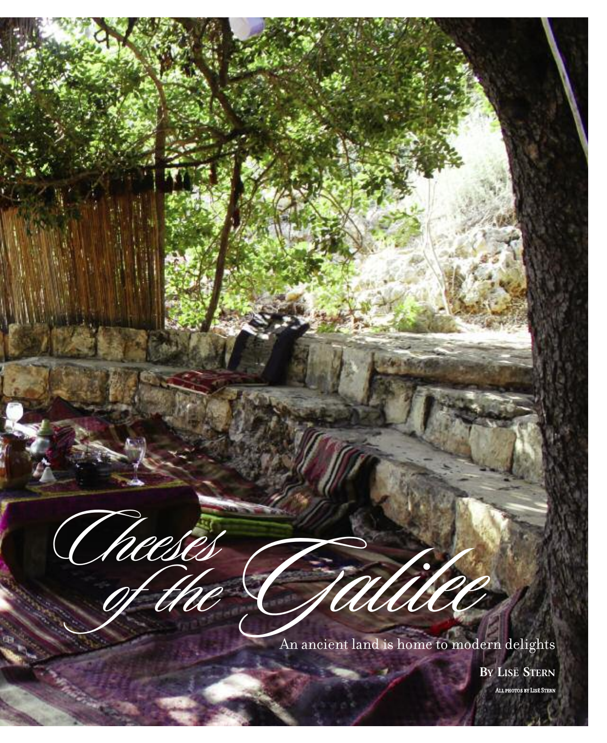# Cheeses of the Galilee

An ancient land is home to modern delights

By Lisë Stern

All photos by Lisë Stern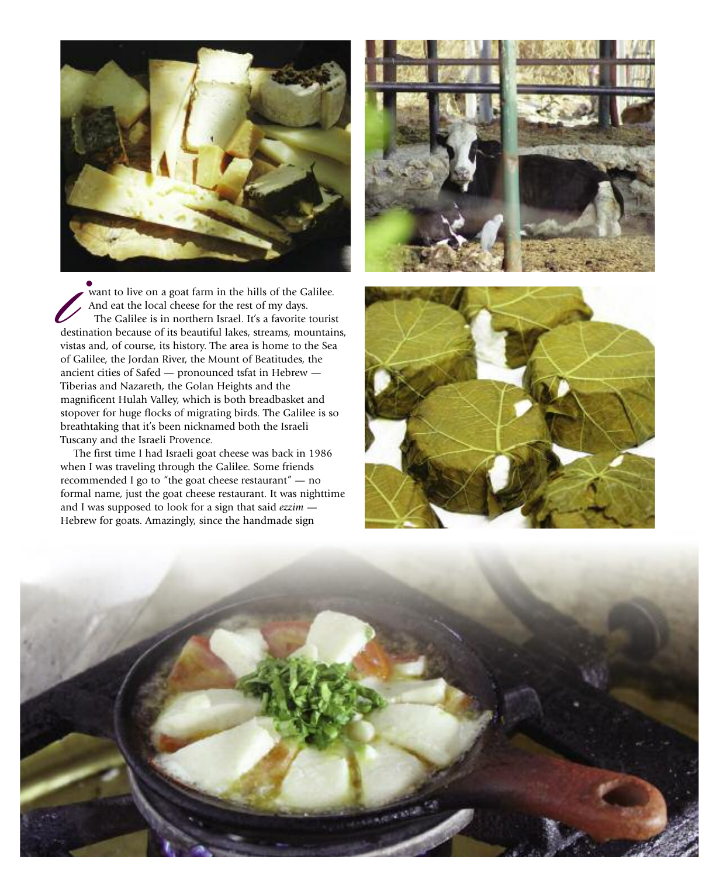I want to live on a goat farm in the hills of the Galilee. And eat the local cheese for the rest of my days.

The Galilee is in northern Israel. It's a favorite tourist destination because of its beautiful lakes, streams, mountains, vistas and, of course, its history. The area is home to the Sea of Galilee, the Jordan River, the Mount of Beatitudes, the ancient cities of Safed — pronounced tsfat in Hebrew — Tiberias and Nazareth, the Golan Heights and the magnificent Hulah Valley, which is both breadbasket and stopover for huge flocks of migrating birds. The Galilee is so breathtaking that it's been nicknamed both the Israeli Tuscany and the Israeli Provence.

The first time I had Israeli goat cheese was back in 1986 when I was traveling through the Galilee. Some friends recommended I go to "the goat cheese restaurant" — no formal name, just the goat cheese restaurant. It was nighttime and I was supposed to look for a sign that said *ezzim* — Hebrew for goats. Amazingly, since the handmade sign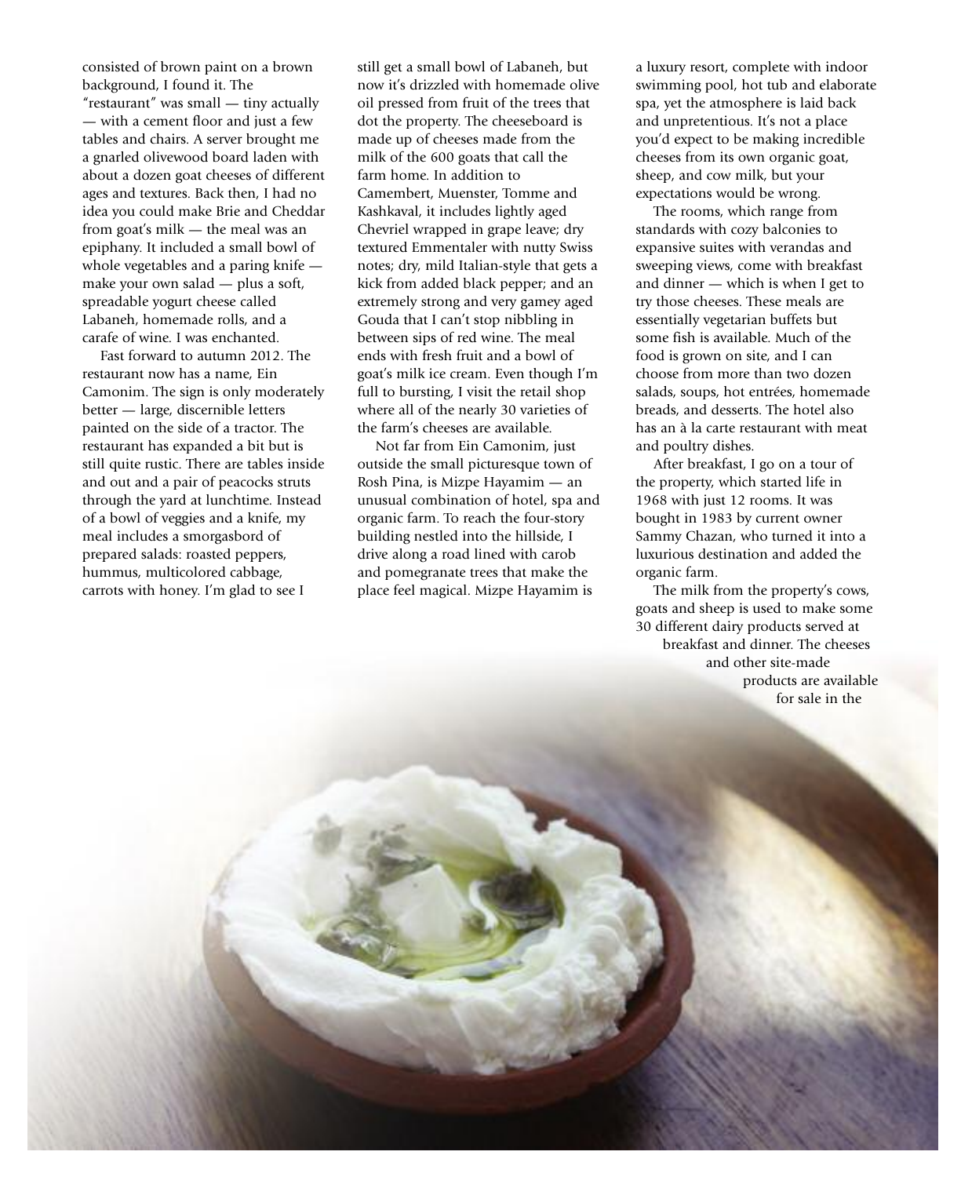consisted of brown paint on a brown background, I found it. The "restaurant" was small — tiny actually — with a cement floor and just a few tables and chairs. A server brought me a gnarled olivewood board laden with about a dozen goat cheeses of different ages and textures. Back then, I had no idea you could make Brie and Cheddar from goat's milk — the meal was an epiphany. It included a small bowl of whole vegetables and a paring knife — make your own salad — plus a soft, spreadable yogurt cheese called Labaneh, homemade rolls, and a carafe of wine. I was enchanted.

Fast forward to autumn 2012. The restaurant now has a name, Ein Camonim. The sign is only moderately better — large, discernible letters painted on the side of a tractor. The restaurant has expanded a bit but is still quite rustic. There are tables inside and out and a pair of peacocks struts through the yard at lunchtime. Instead of a bowl of veggies and a knife, my meal includes a smorgasbord of prepared salads: roasted peppers, hummus, multicolored cabbage, carrots with honey. I'm glad to see I still get a small bowl of Labaneh, but now it's drizzled with homemade olive oil pressed from fruit of the trees that dot the property. The cheeseboard is made up of cheeses made from the milk of the 600 goats that call the farm home. In addition to Camembert, Muenster, Tomme and Kashkaval, it includes lightly aged Chevriel wrapped in grape leave; dry textured Emmentaler with nutty Swiss notes; dry, mild Italian-style that gets a kick from added black pepper; and an extremely strong and very gamey aged Gouda that I can't stop nibbling in between sips of red wine. The meal ends with fresh fruit and a bowl of goat's milk ice cream. Even though I'm full to bursting, I visit the retail shop where all of the nearly 30 varieties of the farm's cheeses are available.

Not far from Ein Camonim, just outside the small picturesque town of Rosh Pina, is Mizpe Hayamim — an unusual combination of hotel, spa and organic farm. To reach the four-story building nestled into the hillside, I drive along a road lined with carob and pomegranate trees that make the place feel magical. Mizpe Hayamim is a luxury resort, complete with indoor swimming pool, hot tub and elaborate spa, yet the atmosphere is laid back and unpretentious. It's not a place you'd expect to be making incredible cheeses from its own organic goat, sheep, and cow milk, but your expectations would be wrong.

The rooms, which range from standards with cozy balconies to expansive suites with verandas and sweeping views, come with breakfast and dinner — which is when I get to try those cheeses. These meals are essentially vegetarian buffets but some fish is available. Much of the food is grown on site, and I can choose from more than two dozen salads, soups, hot entrées, homemade breads, and desserts. The hotel also has an à la carte restaurant with meat and poultry dishes.

After breakfast, I go on a tour of the property, which started life in 1968 with just 12 rooms. It was bought in 1983 by current owner Sammy Chazan, who turned it into a luxurious destination and added the organic farm.

The milk from the property's cows, goats and sheep is used to make some 30 different dairy products served at breakfast and dinner. The cheeses and other site-made products are available for sale in the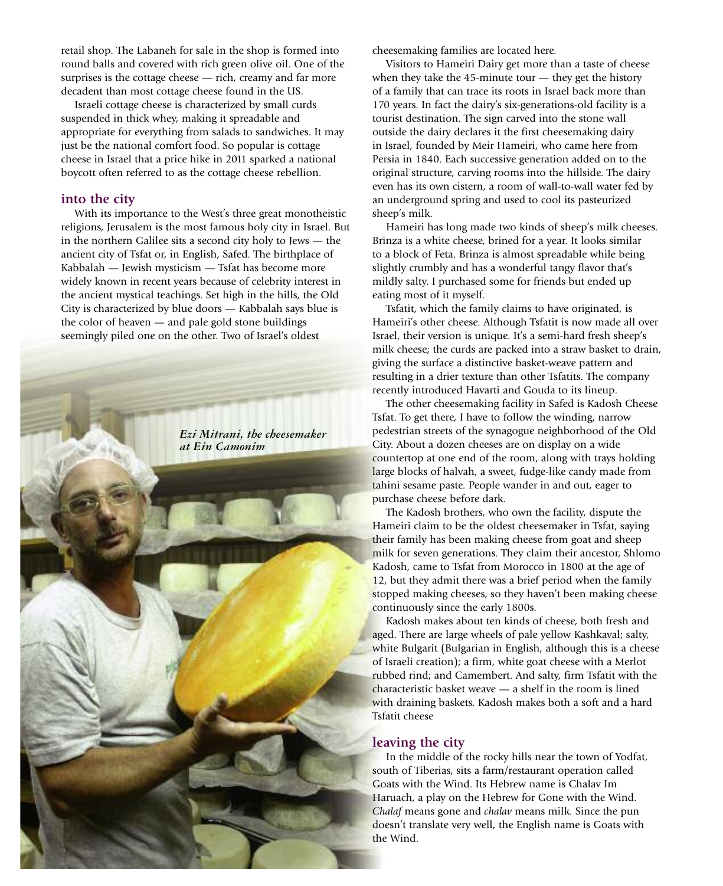retail shop. The Labaneh for sale in the shop is formed into round balls and covered with rich green olive oil. One of the surprises is the cottage cheese — rich, creamy and far more decadent than most cottage cheese found in the US.

Israeli cottage cheese is characterized by small curds suspended in thick whey, making it spreadable and appropriate for everything from salads to sandwiches. It may just be the national comfort food. So popular is cottage cheese in Israel that a price hike in 2011 sparked a national boycott often referred to as the cottage cheese rebellion.

## into the city

With its importance to the West's three great monotheistic religions, Jerusalem is the most famous holy city in Israel. But in the northern Galilee sits a second city holy to Jews — the ancient city of Tsfat or, in English, Safed. The birthplace of Kabbalah — Jewish mysticism — Tsfat has become more widely known in recent years because of celebrity interest in the ancient mystical teachings. Set high in the hills, the Old City is characterized by blue doors — Kabbalah says blue is the color of heaven — and pale gold stone buildings seemingly piled one on the other. Two of Israel's oldest cheesemaking families are located here.

*Ezi Mitrani, the cheesemaker at Ein Camonim*

Visitors to Hameiri Dairy get more than a taste of cheese when they take the 45-minute tour — they get the history of a family that can trace its roots in Israel back more than 170 years. In fact the dairy's six-generations-old facility is a tourist destination. The sign carved into the stone wall outside the dairy declares it the first cheesemaking dairy in Israel, founded by Meir Hameiri, who came here from Persia in 1840. Each successive generation added on to the original structure, carving rooms into the hillside. The dairy even has its own cistern, a room of wall-to-wall water fed by an underground spring and used to cool its pasteurized sheep's milk.

Hameiri has long made two kinds of sheep's milk cheeses. Brinza is a white cheese, brined for a year. It looks similar to a block of Feta. Brinza is almost spreadable while being slightly crumbly and has a wonderful tangy flavor that's mildly salty. I purchased some for friends but ended up eating most of it myself.

Tsfatit, which the family claims to have originated, is Hameiri's other cheese. Although Tsfatit is now made all over Israel, their version is unique. It's a semi-hard fresh sheep's milk cheese; the curds are packed into a straw basket to drain, giving the surface a distinctive basket-weave pattern and resulting in a drier texture than other Tsfatits. The company recently introduced Havarti and Gouda to its lineup.

The other cheesemaking facility in Safed is Kadosh Cheese Tsfat. To get there, I have to follow the winding, narrow pedestrian streets of the synagogue neighborhood of the Old City. About a dozen cheeses are on display on a wide countertop at one end of the room, along with trays holding large blocks of halvah, a sweet, fudge-like candy made from tahini sesame paste. People wander in and out, eager to purchase cheese before dark.

The Kadosh brothers, who own the facility, dispute the Hameiri claim to be the oldest cheesemaker in Tsfat, saying their family has been making cheese from goat and sheep milk for seven generations. They claim their ancestor, Shlomo Kadosh, came to Tsfat from Morocco in 1800 at the age of 12, but they admit there was a brief period when the family stopped making cheeses, so they haven't been making cheese continuously since the early 1800s.

Kadosh makes about ten kinds of cheese, both fresh and aged. There are large wheels of pale yellow Kashkaval; salty, white Bulgarit (Bulgarian in English, although this is a cheese of Israeli creation); a firm, white goat cheese with a Merlot rubbed rind; and Camembert. And salty, firm Tsfatit with the characteristic basket weave — a shelf in the room is lined with draining baskets. Kadosh makes both a soft and a hard Tsfatit cheese

## leaving the city

In the middle of the rocky hills near the town of Yodfat, south of Tiberias, sits a farm/restaurant operation called Goats with the Wind. Its Hebrew name is Chalav Im Haruach, a play on the Hebrew for Gone with the Wind. *Chalaf* means gone and *chalav* means milk. Since the pun doesn't translate very well, the English name is Goats with the Wind.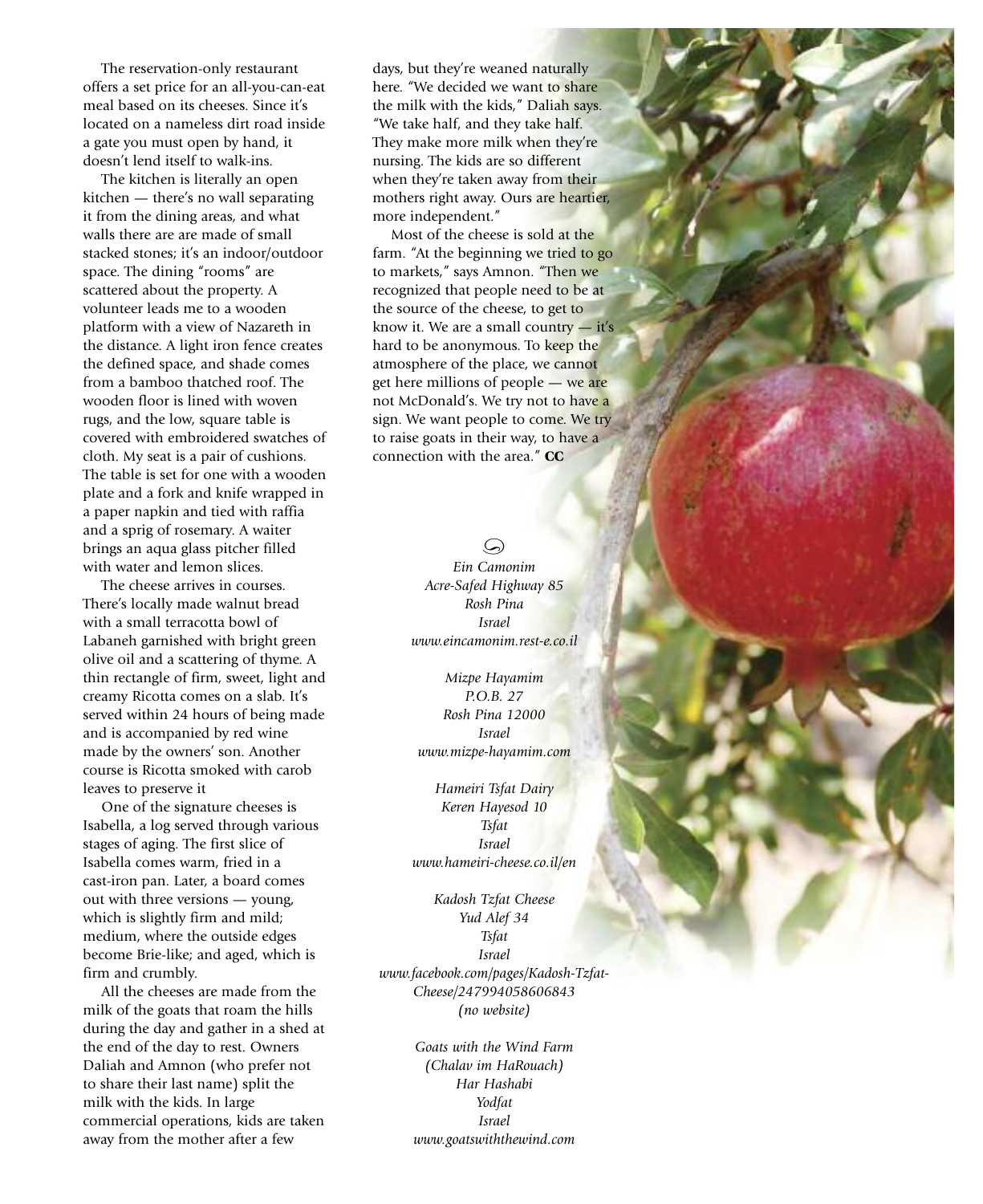The reservation-only restaurant offers a set price for an all-you-can-eat meal based on its cheeses. Since it's located on a nameless dirt road inside a gate you must open by hand, it doesn't lend itself to walk-ins.

The kitchen is literally an open kitchen — there's no wall separating it from the dining areas, and what walls there are are made of small stacked stones; it's an indoor/outdoor space. The dining "rooms" are scattered about the property. A volunteer leads me to a wooden platform with a view of Nazareth in the distance. A light iron fence creates the defined space, and shade comes from a bamboo thatched roof. The wooden floor is lined with woven rugs, and the low, square table is covered with embroidered swatches of cloth. My seat is a pair of cushions. The table is set for one with a wooden plate and a fork and knife wrapped in a paper napkin and tied with raffia and a sprig of rosemary. A waiter brings an aqua glass pitcher filled with water and lemon slices.

The cheese arrives in courses. There's locally made walnut bread with a small terracotta bowl of Labaneh garnished with bright green olive oil and a scattering of thyme. A thin rectangle of firm, sweet, light and creamy Ricotta comes on a slab. It's served within 24 hours of being made and is accompanied by red wine made by the owners' son. Another course is Ricotta smoked with carob leaves to preserve it

One of the signature cheeses is Isabella, a log served through various stages of aging. The first slice of Isabella comes warm, fried in a cast-iron pan. Later, a board comes out with three versions — young, which is slightly firm and mild; medium, where the outside edges become Brie-like; and aged, which is firm and crumbly.

All the cheeses are made from the milk of the goats that roam the hills during the day and gather in a shed at the end of the day to rest. Owners Daliah and Amnon (who prefer not to share their last name) split the milk with the kids. In large commercial operations, kids are taken away from the mother after a few days, but they're weaned naturally here. "We decided we want to share the milk with the kids," Daliah says. "We take half, and they take half. They make more milk when they're nursing. The kids are so different when they're taken away from their mothers right away. Ours are heartier, more independent."

Most of the cheese is sold at the farm. "At the beginning we tried to go to markets," says Amnon. "Then we recognized that people need to be at the source of the cheese, to get to know it. We are a small country — it's hard to be anonymous. To keep the atmosphere of the place, we cannot get here millions of people — we are not McDonald's. We try not to have a sign. We want people to come. We try to raise goats in their way, to have a connection with the area." **CC**

*Ein Camonim*
*Acre-Safed Highway 85*
*Rosh Pina*
*Israel*
*www.eincamonim.rest-e.co.il*

*Mizpe Hayamim*
*P.O.B. 27*
*Rosh Pina 12000*
*Israel*
*www.mizpe-hayamim.com*

*Hameiri Tsfat Dairy*
*Keren Hayesod 10*
*Tsfat*
*Israel*
*www.hameiri-cheese.co.il/en*

*Kadosh Tzfat Cheese*
*Yud Alef 34*
*Tsfat*
*Israel*
*www.facebook.com/pages/Kadosh-Tzfat-Cheese/247994058606843*
*(no website)*

*Goats with the Wind Farm*
*(Chalav im HaRouach)*
*Har Hashabi*
*Yodfat*
*Israel*
*www.goatswiththewind.com*